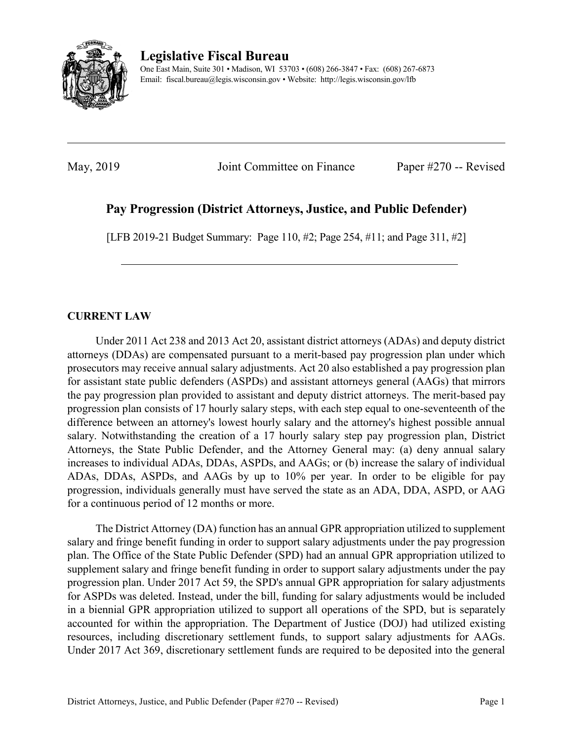# Legislative Fiscal Bureau

One East Main, Suite 301 • Madison, WI 53703 • (608) 266-3847 • Fax: (608) 267-6873
Email: fiscal.bureau@legis.wisconsin.gov • Website: http://legis.wisconsin.gov/lfb

---

May, 2019 Joint Committee on Finance Paper #270 -- Revised

## Pay Progression (District Attorneys, Justice, and Public Defender)

[LFB 2019-21 Budget Summary: Page 110, #2; Page 254, #11; and Page 311, #2]

---

### CURRENT LAW

Under 2011 Act 238 and 2013 Act 20, assistant district attorneys (ADAs) and deputy district attorneys (DDAs) are compensated pursuant to a merit-based pay progression plan under which prosecutors may receive annual salary adjustments. Act 20 also established a pay progression plan for assistant state public defenders (ASPDs) and assistant attorneys general (AAGs) that mirrors the pay progression plan provided to assistant and deputy district attorneys. The merit-based pay progression plan consists of 17 hourly salary steps, with each step equal to one-seventeenth of the difference between an attorney's lowest hourly salary and the attorney's highest possible annual salary. Notwithstanding the creation of a 17 hourly salary step pay progression plan, District Attorneys, the State Public Defender, and the Attorney General may: (a) deny annual salary increases to individual ADAs, DDAs, ASPDs, and AAGs; or (b) increase the salary of individual ADAs, DDAs, ASPDs, and AAGs by up to 10% per year. In order to be eligible for pay progression, individuals generally must have served the state as an ADA, DDA, ASPD, or AAG for a continuous period of 12 months or more.

The District Attorney (DA) function has an annual GPR appropriation utilized to supplement salary and fringe benefit funding in order to support salary adjustments under the pay progression plan. The Office of the State Public Defender (SPD) had an annual GPR appropriation utilized to supplement salary and fringe benefit funding in order to support salary adjustments under the pay progression plan. Under 2017 Act 59, the SPD's annual GPR appropriation for salary adjustments for ASPDs was deleted. Instead, under the bill, funding for salary adjustments would be included in a biennial GPR appropriation utilized to support all operations of the SPD, but is separately accounted for within the appropriation. The Department of Justice (DOJ) had utilized existing resources, including discretionary settlement funds, to support salary adjustments for AAGs. Under 2017 Act 369, discretionary settlement funds are required to be deposited into the general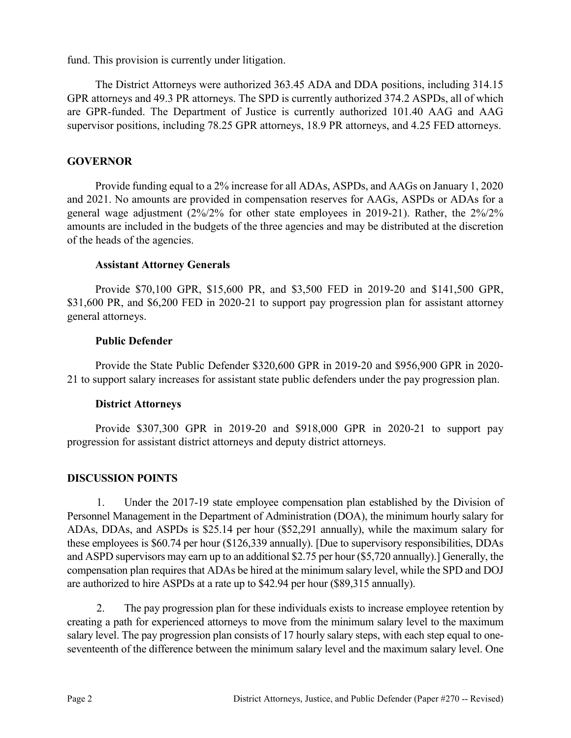fund. This provision is currently under litigation.

The District Attorneys were authorized 363.45 ADA and DDA positions, including 314.15 GPR attorneys and 49.3 PR attorneys. The SPD is currently authorized 374.2 ASPDs, all of which are GPR-funded. The Department of Justice is currently authorized 101.40 AAG and AAG supervisor positions, including 78.25 GPR attorneys, 18.9 PR attorneys, and 4.25 FED attorneys.

## GOVERNOR

Provide funding equal to a 2% increase for all ADAs, ASPDs, and AAGs on January 1, 2020 and 2021. No amounts are provided in compensation reserves for AAGs, ASPDs or ADAs for a general wage adjustment (2%/2% for other state employees in 2019-21). Rather, the 2%/2% amounts are included in the budgets of the three agencies and may be distributed at the discretion of the heads of the agencies.

### Assistant Attorney Generals

Provide $70,100 GPR, $15,600 PR, and $3,500 FED in 2019-20 and $141,500 GPR, $31,600 PR, and $6,200 FED in 2020-21 to support pay progression plan for assistant attorney general attorneys.

### Public Defender

Provide the State Public Defender $320,600 GPR in 2019-20 and $956,900 GPR in 2020-21 to support salary increases for assistant state public defenders under the pay progression plan.

### District Attorneys

Provide $307,300 GPR in 2019-20 and $918,000 GPR in 2020-21 to support pay progression for assistant district attorneys and deputy district attorneys.

## DISCUSSION POINTS

1. Under the 2017-19 state employee compensation plan established by the Division of Personnel Management in the Department of Administration (DOA), the minimum hourly salary for ADAs, DDAs, and ASPDs is $25.14 per hour ($52,291 annually), while the maximum salary for these employees is $60.74 per hour ($126,339 annually). [Due to supervisory responsibilities, DDAs and ASPD supervisors may earn up to an additional $2.75 per hour ($5,720 annually).] Generally, the compensation plan requires that ADAs be hired at the minimum salary level, while the SPD and DOJ are authorized to hire ASPDs at a rate up to $42.94 per hour ($89,315 annually).

2. The pay progression plan for these individuals exists to increase employee retention by creating a path for experienced attorneys to move from the minimum salary level to the maximum salary level. The pay progression plan consists of 17 hourly salary steps, with each step equal to one-seventeenth of the difference between the minimum salary level and the maximum salary level. One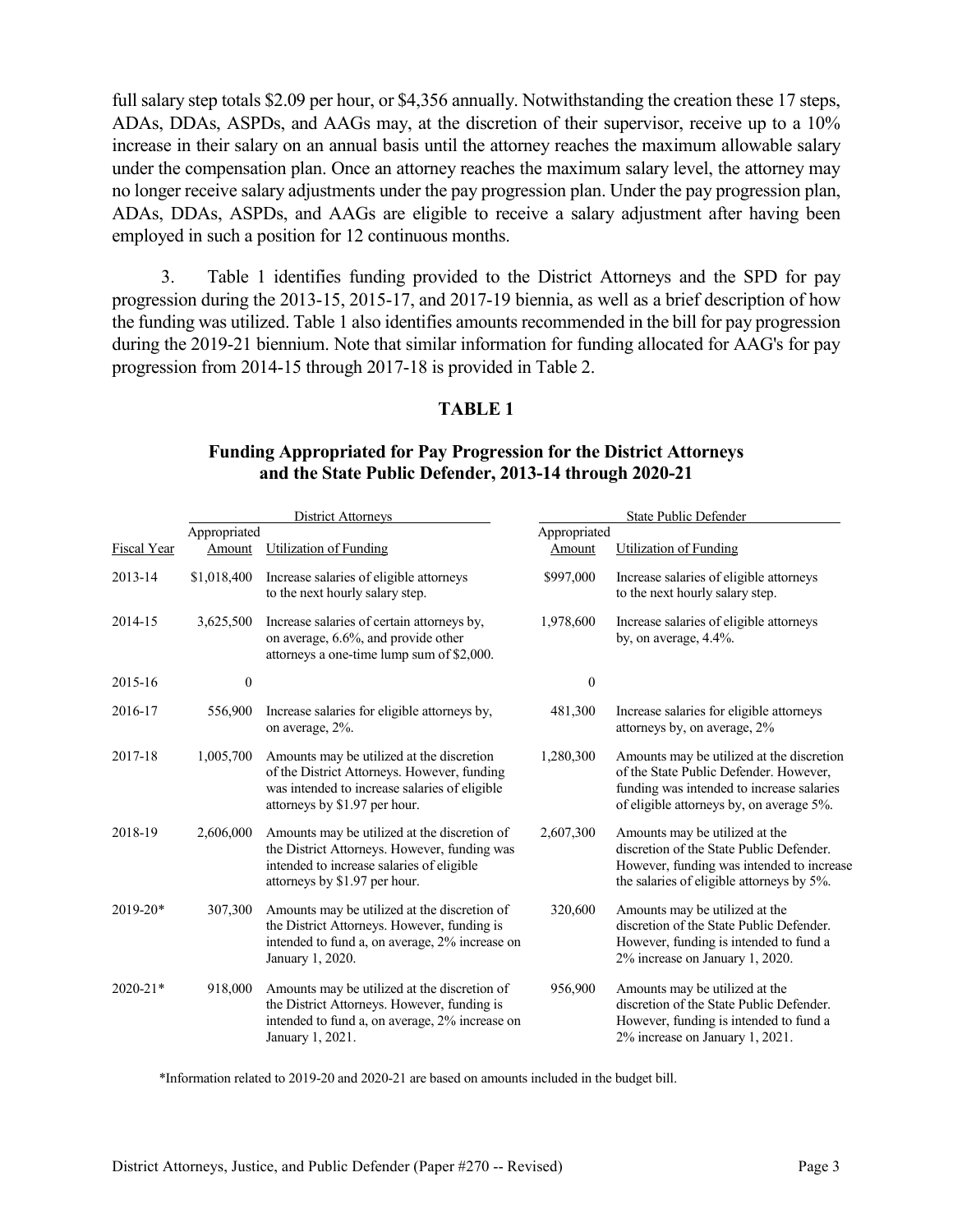full salary step totals \$2.09 per hour, or \$4,356 annually. Notwithstanding the creation these 17 steps, ADAs, DDAs, ASPDs, and AAGs may, at the discretion of their supervisor, receive up to a 10% increase in their salary on an annual basis until the attorney reaches the maximum allowable salary under the compensation plan. Once an attorney reaches the maximum salary level, the attorney may no longer receive salary adjustments under the pay progression plan. Under the pay progression plan, ADAs, DDAs, ASPDs, and AAGs are eligible to receive a salary adjustment after having been employed in such a position for 12 continuous months.

3. Table 1 identifies funding provided to the District Attorneys and the SPD for pay progression during the 2013-15, 2015-17, and 2017-19 biennia, as well as a brief description of how the funding was utilized. Table 1 also identifies amounts recommended in the bill for pay progression during the 2019-21 biennium. Note that similar information for funding allocated for AAG's for pay progression from 2014-15 through 2017-18 is provided in Table 2.

## TABLE 1

### Funding Appropriated for Pay Progression for the District Attorneys and the State Public Defender, 2013-14 through 2020-21

| | District Attorneys | | State Public Defender | |
|---|---|---|---|---|
| Fiscal Year | Appropriated Amount | Utilization of Funding | Appropriated Amount | Utilization of Funding |
| 2013-14 | \$1,018,400 | Increase salaries of eligible attorneys to the next hourly salary step. | \$997,000 | Increase salaries of eligible attorneys to the next hourly salary step. |
| 2014-15 | 3,625,500 | Increase salaries of certain attorneys by, on average, 6.6%, and provide other attorneys a one-time lump sum of \$2,000. | 1,978,600 | Increase salaries of eligible attorneys by, on average, 4.4%. |
| 2015-16 | 0 | | 0 | |
| 2016-17 | 556,900 | Increase salaries for eligible attorneys by, on average, 2%. | 481,300 | Increase salaries for eligible attorneys attorneys by, on average, 2% |
| 2017-18 | 1,005,700 | Amounts may be utilized at the discretion of the District Attorneys. However, funding was intended to increase salaries of eligible attorneys by \$1.97 per hour. | 1,280,300 | Amounts may be utilized at the discretion of the State Public Defender. However, funding was intended to increase salaries of eligible attorneys by, on average 5%. |
| 2018-19 | 2,606,000 | Amounts may be utilized at the discretion of the District Attorneys. However, funding was intended to increase salaries of eligible attorneys by \$1.97 per hour. | 2,607,300 | Amounts may be utilized at the discretion of the State Public Defender. However, funding was intended to increase the salaries of eligible attorneys by 5%. |
| 2019-20* | 307,300 | Amounts may be utilized at the discretion of the District Attorneys. However, funding is intended to fund a, on average, 2% increase on January 1, 2020. | 320,600 | Amounts may be utilized at the discretion of the State Public Defender. However, funding is intended to fund a 2% increase on January 1, 2020. |
| 2020-21* | 918,000 | Amounts may be utilized at the discretion of the District Attorneys. However, funding is intended to fund a, on average, 2% increase on January 1, 2021. | 956,900 | Amounts may be utilized at the discretion of the State Public Defender. However, funding is intended to fund a 2% increase on January 1, 2021. |

*Information related to 2019-20 and 2020-21 are based on amounts included in the budget bill.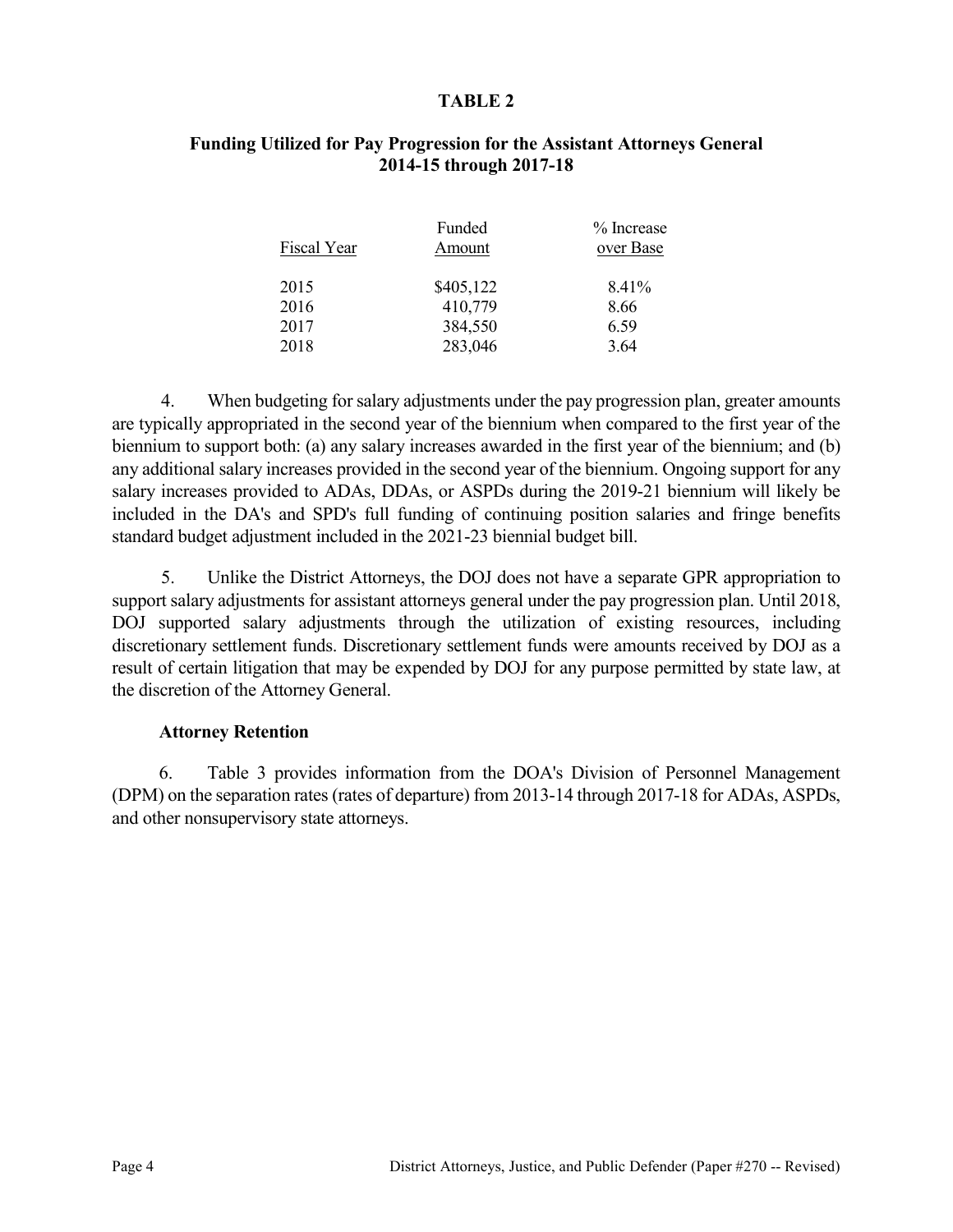**TABLE 2**

**Funding Utilized for Pay Progression for the Assistant Attorneys General 2014-15 through 2017-18**

| Fiscal Year | Funded Amount | % Increase over Base |
|---|---|---|
| 2015 | $405,122 | 8.41% |
| 2016 | 410,779 | 8.66 |
| 2017 | 384,550 | 6.59 |
| 2018 | 283,046 | 3.64 |

4. When budgeting for salary adjustments under the pay progression plan, greater amounts are typically appropriated in the second year of the biennium when compared to the first year of the biennium to support both: (a) any salary increases awarded in the first year of the biennium; and (b) any additional salary increases provided in the second year of the biennium. Ongoing support for any salary increases provided to ADAs, DDAs, or ASPDs during the 2019-21 biennium will likely be included in the DA's and SPD's full funding of continuing position salaries and fringe benefits standard budget adjustment included in the 2021-23 biennial budget bill.

5. Unlike the District Attorneys, the DOJ does not have a separate GPR appropriation to support salary adjustments for assistant attorneys general under the pay progression plan. Until 2018, DOJ supported salary adjustments through the utilization of existing resources, including discretionary settlement funds. Discretionary settlement funds were amounts received by DOJ as a result of certain litigation that may be expended by DOJ for any purpose permitted by state law, at the discretion of the Attorney General.

**Attorney Retention**

6. Table 3 provides information from the DOA's Division of Personnel Management (DPM) on the separation rates (rates of departure) from 2013-14 through 2017-18 for ADAs, ASPDs, and other nonsupervisory state attorneys.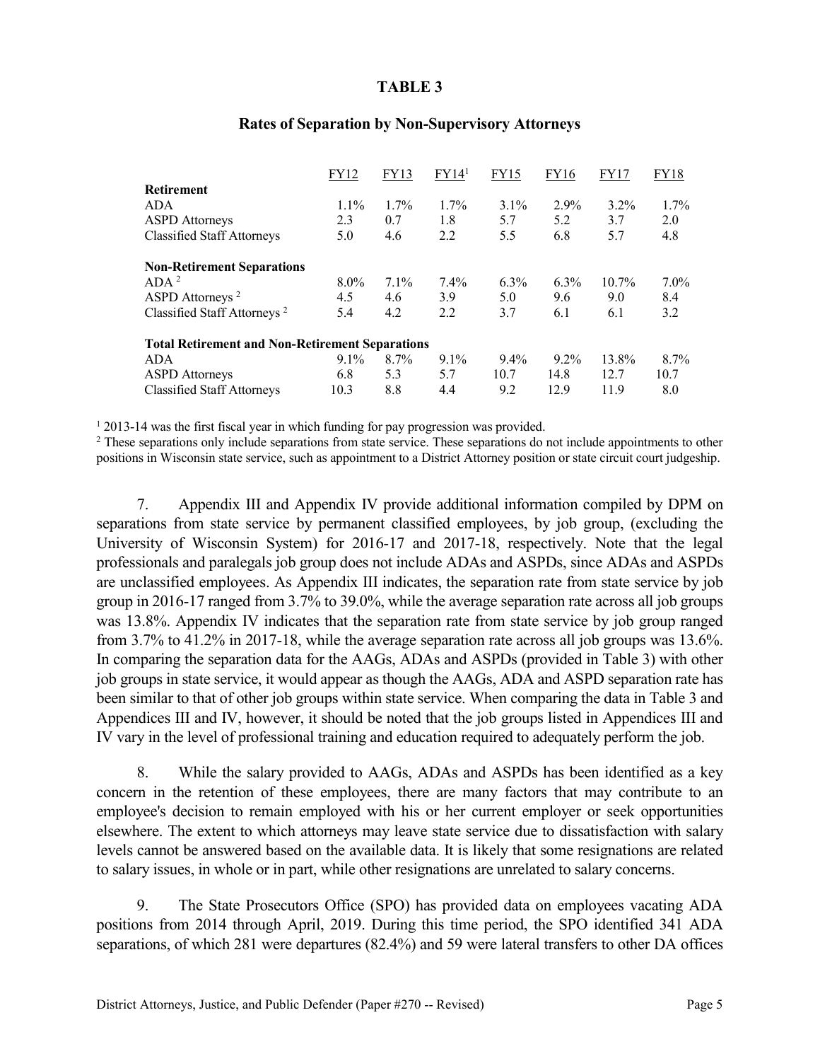**TABLE 3**

**Rates of Separation by Non-Supervisory Attorneys**

| | FY12 | FY13 | FY14[1] | FY15 | FY16 | FY17 | FY18 |
|---|---|---|---|---|---|---|---|
| **Retirement** | | | | | | | |
| ADA | 1.1% | 1.7% | 1.7% | 3.1% | 2.9% | 3.2% | 1.7% |
| ASPD Attorneys | 2.3 | 0.7 | 1.8 | 5.7 | 5.2 | 3.7 | 2.0 |
| Classified Staff Attorneys | 5.0 | 4.6 | 2.2 | 5.5 | 6.8 | 5.7 | 4.8 |
| **Non-Retirement Separations** | | | | | | | |
| ADA [2] | 8.0% | 7.1% | 7.4% | 6.3% | 6.3% | 10.7% | 7.0% |
| ASPD Attorneys [2] | 4.5 | 4.6 | 3.9 | 5.0 | 9.6 | 9.0 | 8.4 |
| Classified Staff Attorneys [2] | 5.4 | 4.2 | 2.2 | 3.7 | 6.1 | 6.1 | 3.2 |
| **Total Retirement and Non-Retirement Separations** | | | | | | | |
| ADA | 9.1% | 8.7% | 9.1% | 9.4% | 9.2% | 13.8% | 8.7% |
| ASPD Attorneys | 6.8 | 5.3 | 5.7 | 10.7 | 14.8 | 12.7 | 10.7 |
| Classified Staff Attorneys | 10.3 | 8.8 | 4.4 | 9.2 | 12.9 | 11.9 | 8.0 |

[1] 2013-14 was the first fiscal year in which funding for pay progression was provided.

[2] These separations only include separations from state service. These separations do not include appointments to other positions in Wisconsin state service, such as appointment to a District Attorney position or state circuit court judgeship.

7. Appendix III and Appendix IV provide additional information compiled by DPM on separations from state service by permanent classified employees, by job group, (excluding the University of Wisconsin System) for 2016-17 and 2017-18, respectively. Note that the legal professionals and paralegals job group does not include ADAs and ASPDs, since ADAs and ASPDs are unclassified employees. As Appendix III indicates, the separation rate from state service by job group in 2016-17 ranged from 3.7% to 39.0%, while the average separation rate across all job groups was 13.8%. Appendix IV indicates that the separation rate from state service by job group ranged from 3.7% to 41.2% in 2017-18, while the average separation rate across all job groups was 13.6%. In comparing the separation data for the AAGs, ADAs and ASPDs (provided in Table 3) with other job groups in state service, it would appear as though the AAGs, ADA and ASPD separation rate has been similar to that of other job groups within state service. When comparing the data in Table 3 and Appendices III and IV, however, it should be noted that the job groups listed in Appendices III and IV vary in the level of professional training and education required to adequately perform the job.

8. While the salary provided to AAGs, ADAs and ASPDs has been identified as a key concern in the retention of these employees, there are many factors that may contribute to an employee's decision to remain employed with his or her current employer or seek opportunities elsewhere. The extent to which attorneys may leave state service due to dissatisfaction with salary levels cannot be answered based on the available data. It is likely that some resignations are related to salary issues, in whole or in part, while other resignations are unrelated to salary concerns.

9. The State Prosecutors Office (SPO) has provided data on employees vacating ADA positions from 2014 through April, 2019. During this time period, the SPO identified 341 ADA separations, of which 281 were departures (82.4%) and 59 were lateral transfers to other DA offices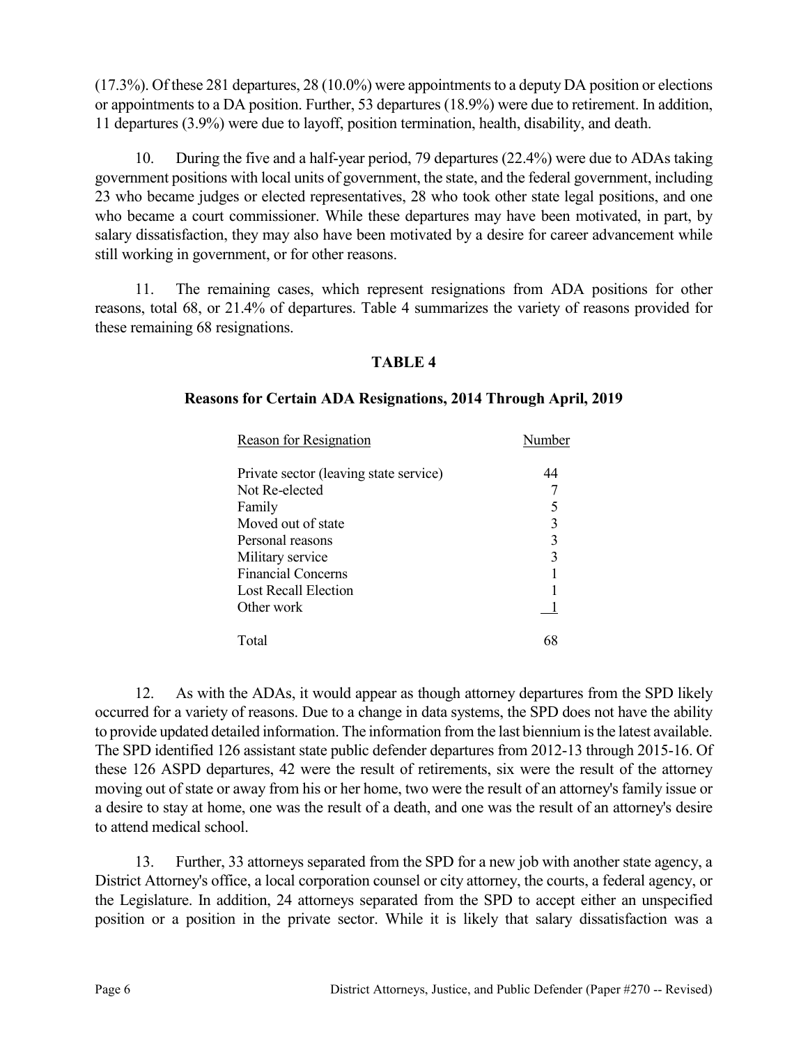(17.3%). Of these 281 departures, 28 (10.0%) were appointments to a deputy DA position or elections or appointments to a DA position. Further, 53 departures (18.9%) were due to retirement. In addition, 11 departures (3.9%) were due to layoff, position termination, health, disability, and death.

10. During the five and a half-year period, 79 departures (22.4%) were due to ADAs taking government positions with local units of government, the state, and the federal government, including 23 who became judges or elected representatives, 28 who took other state legal positions, and one who became a court commissioner. While these departures may have been motivated, in part, by salary dissatisfaction, they may also have been motivated by a desire for career advancement while still working in government, or for other reasons.

11. The remaining cases, which represent resignations from ADA positions for other reasons, total 68, or 21.4% of departures. Table 4 summarizes the variety of reasons provided for these remaining 68 resignations.

**TABLE 4**

**Reasons for Certain ADA Resignations, 2014 Through April, 2019**

| Reason for Resignation | Number |
|---|---|
| Private sector (leaving state service) | 44 |
| Not Re-elected | 7 |
| Family | 5 |
| Moved out of state | 3 |
| Personal reasons | 3 |
| Military service | 3 |
| Financial Concerns | 1 |
| Lost Recall Election | 1 |
| Other work | 1 |
| Total | 68 |

12. As with the ADAs, it would appear as though attorney departures from the SPD likely occurred for a variety of reasons. Due to a change in data systems, the SPD does not have the ability to provide updated detailed information. The information from the last biennium is the latest available. The SPD identified 126 assistant state public defender departures from 2012-13 through 2015-16. Of these 126 ASPD departures, 42 were the result of retirements, six were the result of the attorney moving out of state or away from his or her home, two were the result of an attorney's family issue or a desire to stay at home, one was the result of a death, and one was the result of an attorney's desire to attend medical school.

13. Further, 33 attorneys separated from the SPD for a new job with another state agency, a District Attorney's office, a local corporation counsel or city attorney, the courts, a federal agency, or the Legislature. In addition, 24 attorneys separated from the SPD to accept either an unspecified position or a position in the private sector. While it is likely that salary dissatisfaction was a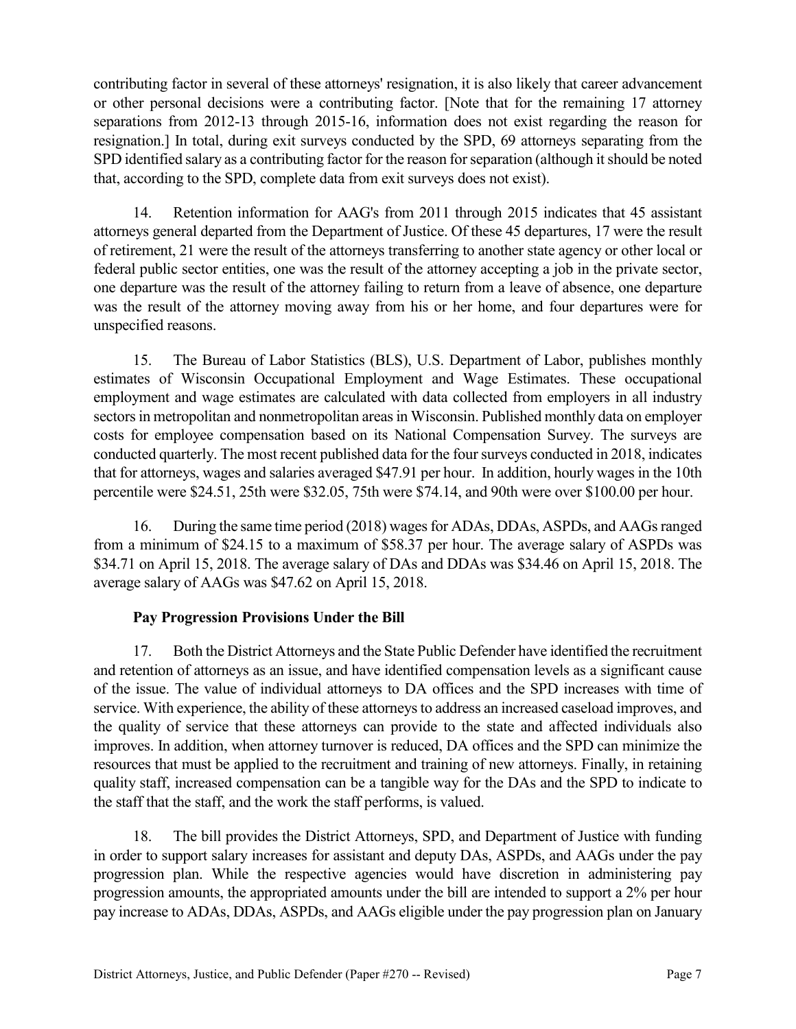contributing factor in several of these attorneys' resignation, it is also likely that career advancement or other personal decisions were a contributing factor. [Note that for the remaining 17 attorney separations from 2012-13 through 2015-16, information does not exist regarding the reason for resignation.] In total, during exit surveys conducted by the SPD, 69 attorneys separating from the SPD identified salary as a contributing factor for the reason for separation (although it should be noted that, according to the SPD, complete data from exit surveys does not exist).

14. Retention information for AAG's from 2011 through 2015 indicates that 45 assistant attorneys general departed from the Department of Justice. Of these 45 departures, 17 were the result of retirement, 21 were the result of the attorneys transferring to another state agency or other local or federal public sector entities, one was the result of the attorney accepting a job in the private sector, one departure was the result of the attorney failing to return from a leave of absence, one departure was the result of the attorney moving away from his or her home, and four departures were for unspecified reasons.

15. The Bureau of Labor Statistics (BLS), U.S. Department of Labor, publishes monthly estimates of Wisconsin Occupational Employment and Wage Estimates. These occupational employment and wage estimates are calculated with data collected from employers in all industry sectors in metropolitan and nonmetropolitan areas in Wisconsin. Published monthly data on employer costs for employee compensation based on its National Compensation Survey. The surveys are conducted quarterly. The most recent published data for the four surveys conducted in 2018, indicates that for attorneys, wages and salaries averaged $47.91 per hour. In addition, hourly wages in the 10th percentile were $24.51, 25th were $32.05, 75th were $74.14, and 90th were over $100.00 per hour.

16. During the same time period (2018) wages for ADAs, DDAs, ASPDs, and AAGs ranged from a minimum of $24.15 to a maximum of $58.37 per hour. The average salary of ASPDs was $34.71 on April 15, 2018. The average salary of DAs and DDAs was $34.46 on April 15, 2018. The average salary of AAGs was $47.62 on April 15, 2018.

**Pay Progression Provisions Under the Bill**

17. Both the District Attorneys and the State Public Defender have identified the recruitment and retention of attorneys as an issue, and have identified compensation levels as a significant cause of the issue. The value of individual attorneys to DA offices and the SPD increases with time of service. With experience, the ability of these attorneys to address an increased caseload improves, and the quality of service that these attorneys can provide to the state and affected individuals also improves. In addition, when attorney turnover is reduced, DA offices and the SPD can minimize the resources that must be applied to the recruitment and training of new attorneys. Finally, in retaining quality staff, increased compensation can be a tangible way for the DAs and the SPD to indicate to the staff that the staff, and the work the staff performs, is valued.

18. The bill provides the District Attorneys, SPD, and Department of Justice with funding in order to support salary increases for assistant and deputy DAs, ASPDs, and AAGs under the pay progression plan. While the respective agencies would have discretion in administering pay progression amounts, the appropriated amounts under the bill are intended to support a 2% per hour pay increase to ADAs, DDAs, ASPDs, and AAGs eligible under the pay progression plan on January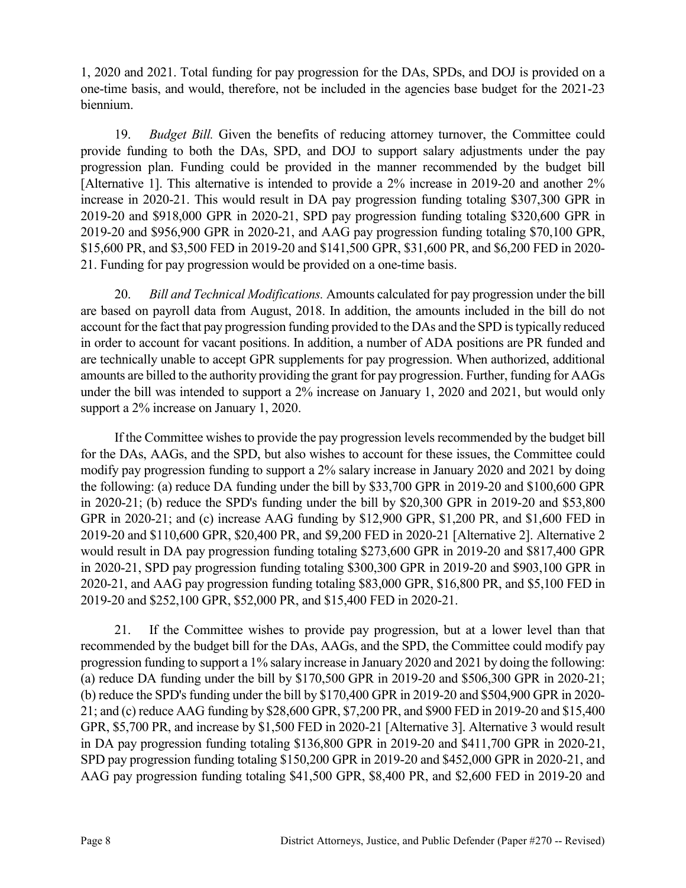1, 2020 and 2021. Total funding for pay progression for the DAs, SPDs, and DOJ is provided on a one-time basis, and would, therefore, not be included in the agencies base budget for the 2021-23 biennium.

19. *Budget Bill.* Given the benefits of reducing attorney turnover, the Committee could provide funding to both the DAs, SPD, and DOJ to support salary adjustments under the pay progression plan. Funding could be provided in the manner recommended by the budget bill [Alternative 1]. This alternative is intended to provide a 2% increase in 2019-20 and another 2% increase in 2020-21. This would result in DA pay progression funding totaling $307,300 GPR in 2019-20 and $918,000 GPR in 2020-21, SPD pay progression funding totaling $320,600 GPR in 2019-20 and $956,900 GPR in 2020-21, and AAG pay progression funding totaling $70,100 GPR, $15,600 PR, and $3,500 FED in 2019-20 and $141,500 GPR, $31,600 PR, and $6,200 FED in 2020-21. Funding for pay progression would be provided on a one-time basis.

20. *Bill and Technical Modifications.* Amounts calculated for pay progression under the bill are based on payroll data from August, 2018. In addition, the amounts included in the bill do not account for the fact that pay progression funding provided to the DAs and the SPD is typically reduced in order to account for vacant positions. In addition, a number of ADA positions are PR funded and are technically unable to accept GPR supplements for pay progression. When authorized, additional amounts are billed to the authority providing the grant for pay progression. Further, funding for AAGs under the bill was intended to support a 2% increase on January 1, 2020 and 2021, but would only support a 2% increase on January 1, 2020.

If the Committee wishes to provide the pay progression levels recommended by the budget bill for the DAs, AAGs, and the SPD, but also wishes to account for these issues, the Committee could modify pay progression funding to support a 2% salary increase in January 2020 and 2021 by doing the following: (a) reduce DA funding under the bill by $33,700 GPR in 2019-20 and $100,600 GPR in 2020-21; (b) reduce the SPD's funding under the bill by $20,300 GPR in 2019-20 and $53,800 GPR in 2020-21; and (c) increase AAG funding by $12,900 GPR, $1,200 PR, and $1,600 FED in 2019-20 and $110,600 GPR, $20,400 PR, and $9,200 FED in 2020-21 [Alternative 2]. Alternative 2 would result in DA pay progression funding totaling $273,600 GPR in 2019-20 and $817,400 GPR in 2020-21, SPD pay progression funding totaling $300,300 GPR in 2019-20 and $903,100 GPR in 2020-21, and AAG pay progression funding totaling $83,000 GPR, $16,800 PR, and $5,100 FED in 2019-20 and $252,100 GPR, $52,000 PR, and $15,400 FED in 2020-21.

21. If the Committee wishes to provide pay progression, but at a lower level than that recommended by the budget bill for the DAs, AAGs, and the SPD, the Committee could modify pay progression funding to support a 1% salary increase in January 2020 and 2021 by doing the following: (a) reduce DA funding under the bill by $170,500 GPR in 2019-20 and $506,300 GPR in 2020-21; (b) reduce the SPD's funding under the bill by $170,400 GPR in 2019-20 and $504,900 GPR in 2020-21; and (c) reduce AAG funding by $28,600 GPR, $7,200 PR, and $900 FED in 2019-20 and $15,400 GPR, $5,700 PR, and increase by $1,500 FED in 2020-21 [Alternative 3]. Alternative 3 would result in DA pay progression funding totaling $136,800 GPR in 2019-20 and $411,700 GPR in 2020-21, SPD pay progression funding totaling $150,200 GPR in 2019-20 and $452,000 GPR in 2020-21, and AAG pay progression funding totaling $41,500 GPR, $8,400 PR, and $2,600 FED in 2019-20 and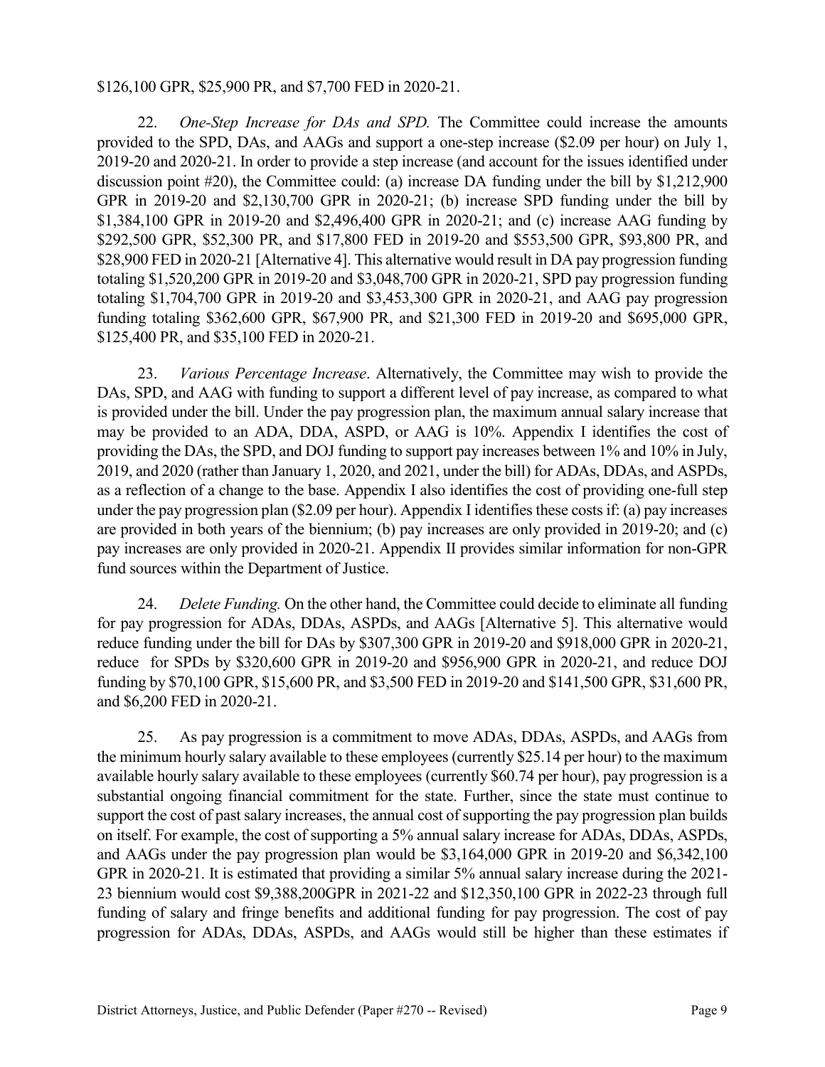$126,100 GPR, $25,900 PR, and $7,700 FED in 2020-21.

22. *One-Step Increase for DAs and SPD.* The Committee could increase the amounts provided to the SPD, DAs, and AAGs and support a one-step increase ($2.09 per hour) on July 1, 2019-20 and 2020-21. In order to provide a step increase (and account for the issues identified under discussion point #20), the Committee could: (a) increase DA funding under the bill by $1,212,900 GPR in 2019-20 and $2,130,700 GPR in 2020-21; (b) increase SPD funding under the bill by $1,384,100 GPR in 2019-20 and $2,496,400 GPR in 2020-21; and (c) increase AAG funding by $292,500 GPR, $52,300 PR, and $17,800 FED in 2019-20 and $553,500 GPR, $93,800 PR, and $28,900 FED in 2020-21 [Alternative 4]. This alternative would result in DA pay progression funding totaling $1,520,200 GPR in 2019-20 and $3,048,700 GPR in 2020-21, SPD pay progression funding totaling $1,704,700 GPR in 2019-20 and $3,453,300 GPR in 2020-21, and AAG pay progression funding totaling $362,600 GPR, $67,900 PR, and $21,300 FED in 2019-20 and $695,000 GPR, $125,400 PR, and $35,100 FED in 2020-21.

23. *Various Percentage Increase*. Alternatively, the Committee may wish to provide the DAs, SPD, and AAG with funding to support a different level of pay increase, as compared to what is provided under the bill. Under the pay progression plan, the maximum annual salary increase that may be provided to an ADA, DDA, ASPD, or AAG is 10%. Appendix I identifies the cost of providing the DAs, the SPD, and DOJ funding to support pay increases between 1% and 10% in July, 2019, and 2020 (rather than January 1, 2020, and 2021, under the bill) for ADAs, DDAs, and ASPDs, as a reflection of a change to the base. Appendix I also identifies the cost of providing one-full step under the pay progression plan ($2.09 per hour). Appendix I identifies these costs if: (a) pay increases are provided in both years of the biennium; (b) pay increases are only provided in 2019-20; and (c) pay increases are only provided in 2020-21. Appendix II provides similar information for non-GPR fund sources within the Department of Justice.

24. *Delete Funding.* On the other hand, the Committee could decide to eliminate all funding for pay progression for ADAs, DDAs, ASPDs, and AAGs [Alternative 5]. This alternative would reduce funding under the bill for DAs by $307,300 GPR in 2019-20 and $918,000 GPR in 2020-21, reduce for SPDs by $320,600 GPR in 2019-20 and $956,900 GPR in 2020-21, and reduce DOJ funding by $70,100 GPR, $15,600 PR, and $3,500 FED in 2019-20 and $141,500 GPR, $31,600 PR, and $6,200 FED in 2020-21.

25. As pay progression is a commitment to move ADAs, DDAs, ASPDs, and AAGs from the minimum hourly salary available to these employees (currently $25.14 per hour) to the maximum available hourly salary available to these employees (currently $60.74 per hour), pay progression is a substantial ongoing financial commitment for the state. Further, since the state must continue to support the cost of past salary increases, the annual cost of supporting the pay progression plan builds on itself. For example, the cost of supporting a 5% annual salary increase for ADAs, DDAs, ASPDs, and AAGs under the pay progression plan would be $3,164,000 GPR in 2019-20 and $6,342,100 GPR in 2020-21. It is estimated that providing a similar 5% annual salary increase during the 2021-23 biennium would cost $9,388,200GPR in 2021-22 and $12,350,100 GPR in 2022-23 through full funding of salary and fringe benefits and additional funding for pay progression. The cost of pay progression for ADAs, DDAs, ASPDs, and AAGs would still be higher than these estimates if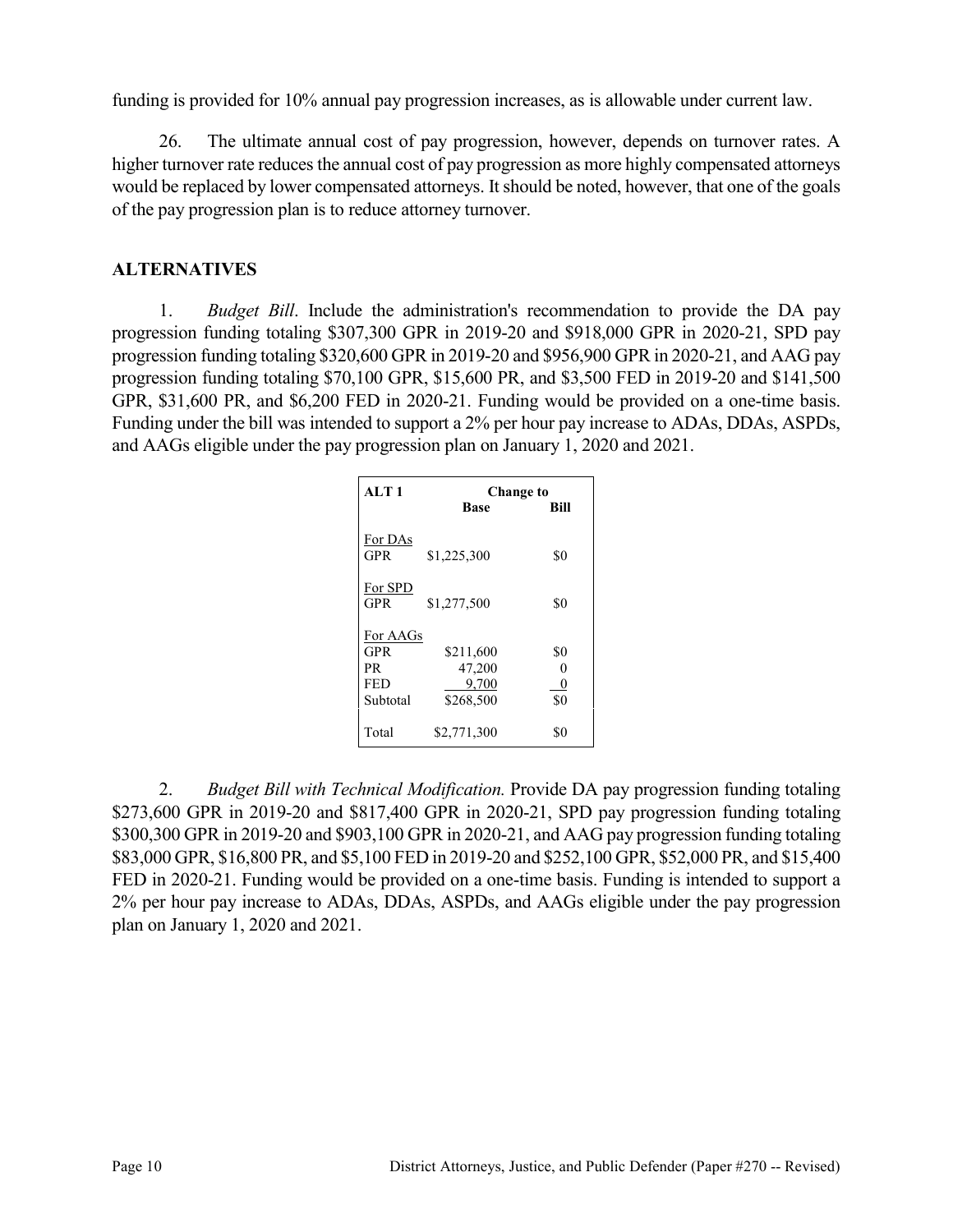funding is provided for 10% annual pay progression increases, as is allowable under current law.

26. The ultimate annual cost of pay progression, however, depends on turnover rates. A higher turnover rate reduces the annual cost of pay progression as more highly compensated attorneys would be replaced by lower compensated attorneys. It should be noted, however, that one of the goals of the pay progression plan is to reduce attorney turnover.

## ALTERNATIVES

1. *Budget Bill*. Include the administration's recommendation to provide the DA pay progression funding totaling $307,300 GPR in 2019-20 and $918,000 GPR in 2020-21, SPD pay progression funding totaling $320,600 GPR in 2019-20 and $956,900 GPR in 2020-21, and AAG pay progression funding totaling $70,100 GPR, $15,600 PR, and $3,500 FED in 2019-20 and $141,500 GPR, $31,600 PR, and $6,200 FED in 2020-21. Funding would be provided on a one-time basis. Funding under the bill was intended to support a 2% per hour pay increase to ADAs, DDAs, ASPDs, and AAGs eligible under the pay progression plan on January 1, 2020 and 2021.

| ALT 1 | Change to Base | Change to Bill |
|---|---|---|
| For DAs | | |
| GPR | $1,225,300 | $0 |
| For SPD | | |
| GPR | $1,277,500 | $0 |
| For AAGs | | |
| GPR | $211,600 | $0 |
| PR | 47,200 | 0 |
| FED | 9,700 | 0 |
| Subtotal | $268,500 | $0 |
| Total | $2,771,300 | $0 |

2. *Budget Bill with Technical Modification.* Provide DA pay progression funding totaling $273,600 GPR in 2019-20 and $817,400 GPR in 2020-21, SPD pay progression funding totaling $300,300 GPR in 2019-20 and $903,100 GPR in 2020-21, and AAG pay progression funding totaling $83,000 GPR, $16,800 PR, and $5,100 FED in 2019-20 and $252,100 GPR, $52,000 PR, and $15,400 FED in 2020-21. Funding would be provided on a one-time basis. Funding is intended to support a 2% per hour pay increase to ADAs, DDAs, ASPDs, and AAGs eligible under the pay progression plan on January 1, 2020 and 2021.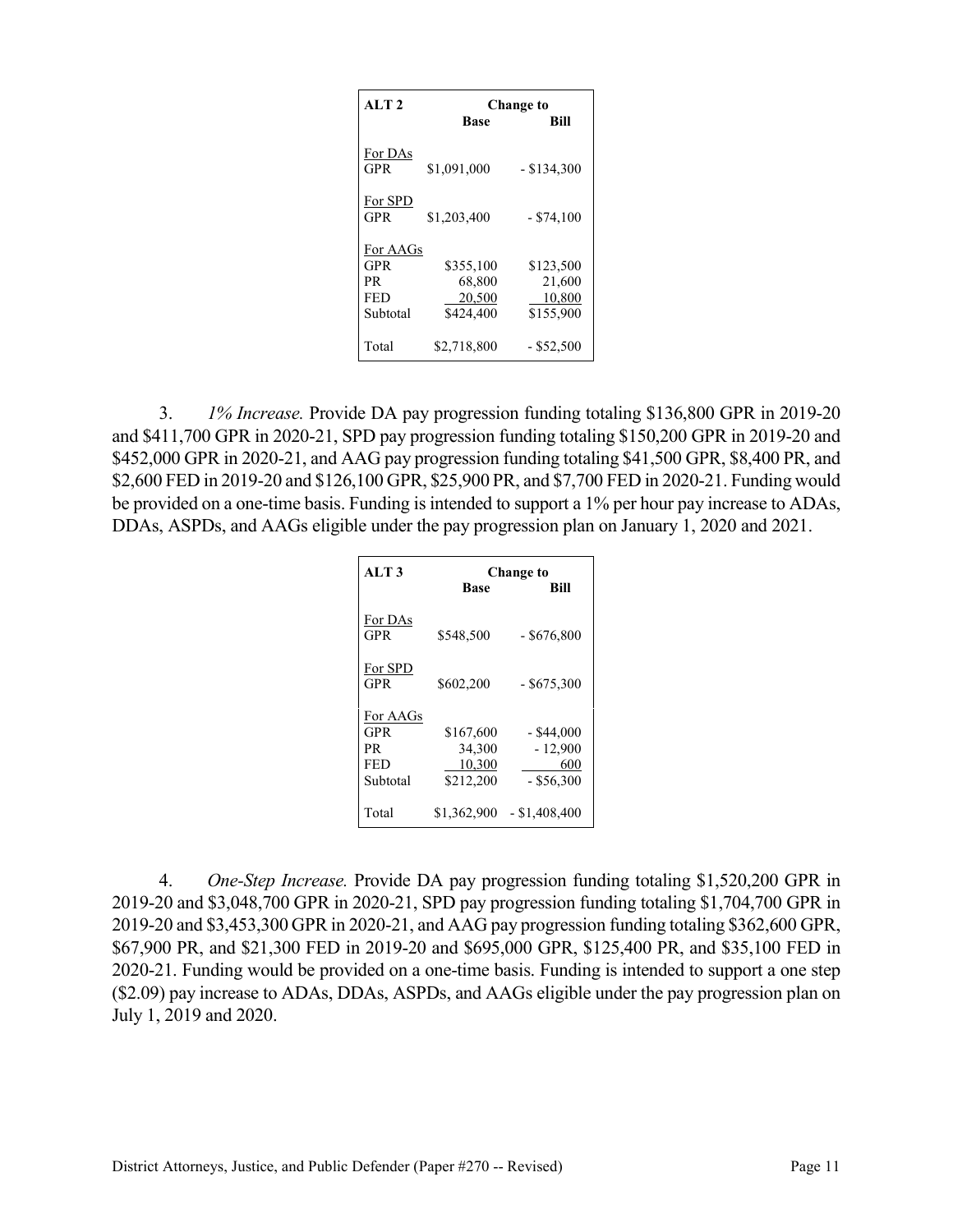| ALT 2 | | Change to |
|---|---|---|
| | Base | Bill |
| For DAs | | |
| GPR | $1,091,000 | - $134,300 |
| For SPD | | |
| GPR | $1,203,400 | - $74,100 |
| For AAGs | | |
| GPR | $355,100 | $123,500 |
| PR | 68,800 | 21,600 |
| FED | 20,500 | 10,800 |
| Subtotal | $424,400 | $155,900 |
| Total | $2,718,800 | - $52,500 |

3. *1% Increase.* Provide DA pay progression funding totaling $136,800 GPR in 2019-20 and $411,700 GPR in 2020-21, SPD pay progression funding totaling $150,200 GPR in 2019-20 and $452,000 GPR in 2020-21, and AAG pay progression funding totaling $41,500 GPR, $8,400 PR, and $2,600 FED in 2019-20 and $126,100 GPR, $25,900 PR, and $7,700 FED in 2020-21. Funding would be provided on a one-time basis. Funding is intended to support a 1% per hour pay increase to ADAs, DDAs, ASPDs, and AAGs eligible under the pay progression plan on January 1, 2020 and 2021.

| ALT 3 | | Change to |
|---|---|---|
| | Base | Bill |
| For DAs | | |
| GPR | $548,500 | - $676,800 |
| For SPD | | |
| GPR | $602,200 | - $675,300 |
| For AAGs | | |
| GPR | $167,600 | - $44,000 |
| PR | 34,300 | - 12,900 |
| FED | 10,300 | 600 |
| Subtotal | $212,200 | - $56,300 |
| Total | $1,362,900 | - $1,408,400 |

4. *One-Step Increase.* Provide DA pay progression funding totaling $1,520,200 GPR in 2019-20 and $3,048,700 GPR in 2020-21, SPD pay progression funding totaling $1,704,700 GPR in 2019-20 and $3,453,300 GPR in 2020-21, and AAG pay progression funding totaling $362,600 GPR, $67,900 PR, and $21,300 FED in 2019-20 and $695,000 GPR, $125,400 PR, and $35,100 FED in 2020-21. Funding would be provided on a one-time basis. Funding is intended to support a one step ($2.09) pay increase to ADAs, DDAs, ASPDs, and AAGs eligible under the pay progression plan on July 1, 2019 and 2020.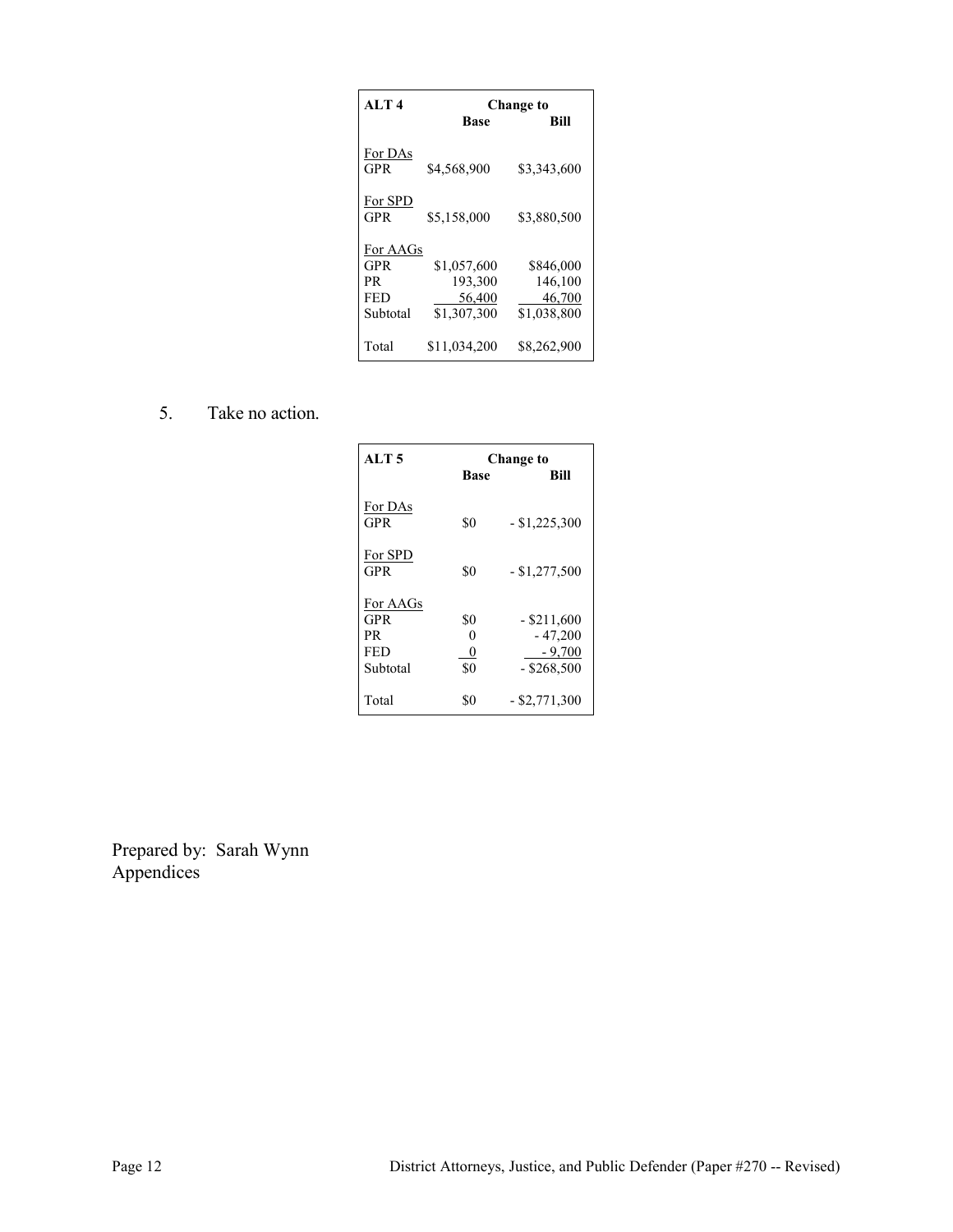| ALT 4 | Change to Base | Change to Bill |
|---|---|---|
| For DAs | | |
| GPR | $4,568,900 | $3,343,600 |
| For SPD | | |
| GPR | $5,158,000 | $3,880,500 |
| For AAGs | | |
| GPR | $1,057,600 | $846,000 |
| PR | 193,300 | 146,100 |
| FED | 56,400 | 46,700 |
| Subtotal | $1,307,300 | $1,038,800 |
| Total | $11,034,200 | $8,262,900 |

5. Take no action.

| ALT 5 | Change to Base | Change to Bill |
|---|---|---|
| For DAs | | |
| GPR | $0 | - $1,225,300 |
| For SPD | | |
| GPR | $0 | - $1,277,500 |
| For AAGs | | |
| GPR | $0 | - $211,600 |
| PR | 0 | - 47,200 |
| FED | 0 | - 9,700 |
| Subtotal | $0 | - $268,500 |
| Total | $0 | - $2,771,300 |

Prepared by: Sarah Wynn
Appendices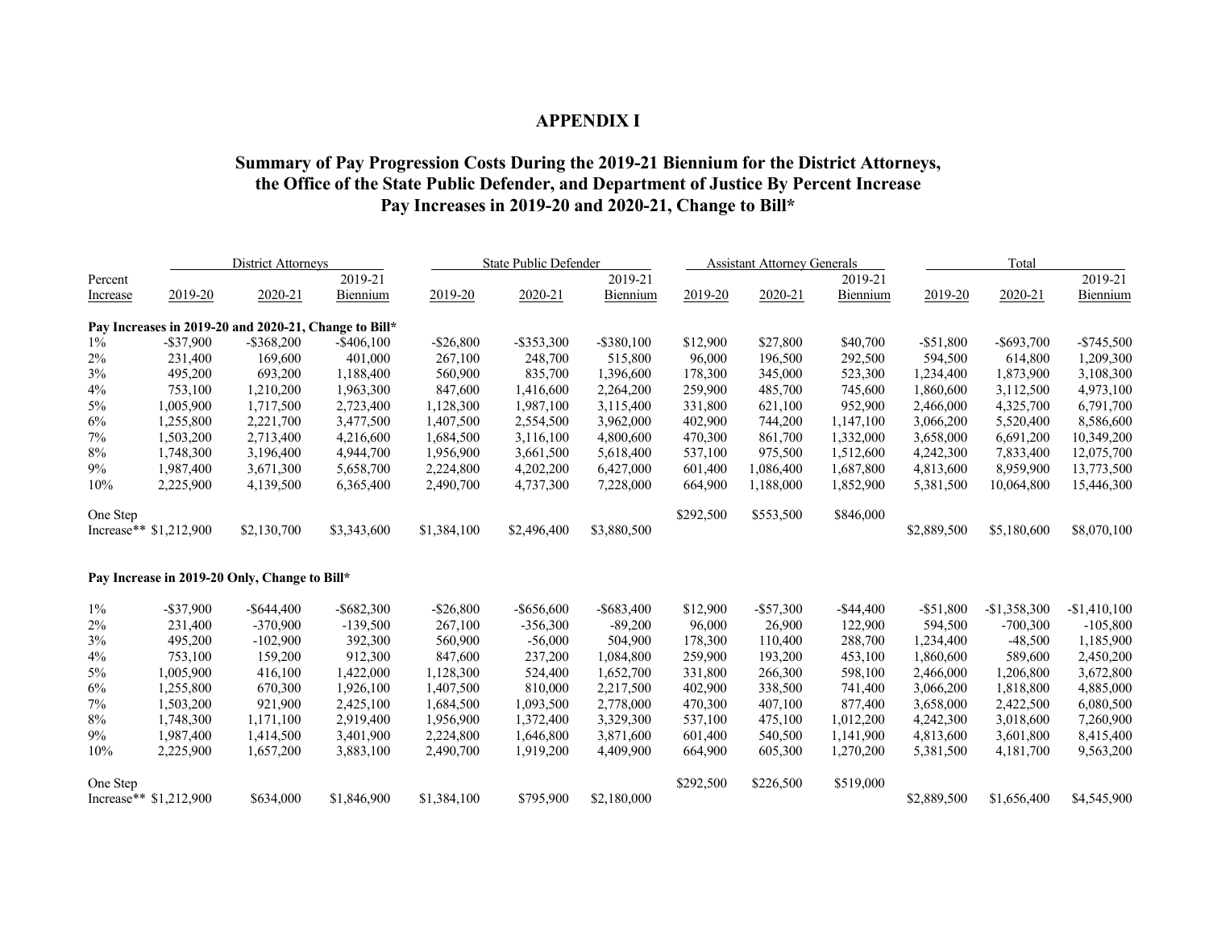# APPENDIX I

## Summary of Pay Progression Costs During the 2019-21 Biennium for the District Attorneys, the Office of the State Public Defender, and Department of Justice By Percent Increase Pay Increases in 2019-20 and 2020-21, Change to Bill*

| | District Attorneys | | | State Public Defender | | | Assistant Attorney Generals | | | Total | | |
|---|---|---|---|---|---|---|---|---|---|---|---|---|
| Percent Increase | 2019-20 | 2020-21 | 2019-21 Biennium | 2019-20 | 2020-21 | 2019-21 Biennium | 2019-20 | 2020-21 | 2019-21 Biennium | 2019-20 | 2020-21 | 2019-21 Biennium |
| **Pay Increases in 2019-20 and 2020-21, Change to Bill*** | | | | | | | | | | | | |
| 1% | -$37,900 | -$368,200 | -$406,100 | -$26,800 | -$353,300 | -$380,100 | $12,900 | $27,800 | $40,700 | -$51,800 | -$693,700 | -$745,500 |
| 2% | 231,400 | 169,600 | 401,000 | 267,100 | 248,700 | 515,800 | 96,000 | 196,500 | 292,500 | 594,500 | 614,800 | 1,209,300 |
| 3% | 495,200 | 693,200 | 1,188,400 | 560,900 | 835,700 | 1,396,600 | 178,300 | 345,000 | 523,300 | 1,234,400 | 1,873,900 | 3,108,300 |
| 4% | 753,100 | 1,210,200 | 1,963,300 | 847,600 | 1,416,600 | 2,264,200 | 259,900 | 485,700 | 745,600 | 1,860,600 | 3,112,500 | 4,973,100 |
| 5% | 1,005,900 | 1,717,500 | 2,723,400 | 1,128,300 | 1,987,100 | 3,115,400 | 331,800 | 621,100 | 952,900 | 2,466,000 | 4,325,700 | 6,791,700 |
| 6% | 1,255,800 | 2,221,700 | 3,477,500 | 1,407,500 | 2,554,500 | 3,962,000 | 402,900 | 744,200 | 1,147,100 | 3,066,200 | 5,520,400 | 8,586,600 |
| 7% | 1,503,200 | 2,713,400 | 4,216,600 | 1,684,500 | 3,116,100 | 4,800,600 | 470,300 | 861,700 | 1,332,000 | 3,658,000 | 6,691,200 | 10,349,200 |
| 8% | 1,748,300 | 3,196,400 | 4,944,700 | 1,956,900 | 3,661,500 | 5,618,400 | 537,100 | 975,500 | 1,512,600 | 4,242,300 | 7,833,400 | 12,075,700 |
| 9% | 1,987,400 | 3,671,300 | 5,658,700 | 2,224,800 | 4,202,200 | 6,427,000 | 601,400 | 1,086,400 | 1,687,800 | 4,813,600 | 8,959,900 | 13,773,500 |
| 10% | 2,225,900 | 4,139,500 | 6,365,400 | 2,490,700 | 4,737,300 | 7,228,000 | 664,900 | 1,188,000 | 1,852,900 | 5,381,500 | 10,064,800 | 15,446,300 |
| One Step Increase** | $1,212,900 | $2,130,700 | $3,343,600 | $1,384,100 | $2,496,400 | $3,880,500 | $292,500 | $553,500 | $846,000 | $2,889,500 | $5,180,600 | $8,070,100 |
| **Pay Increase in 2019-20 Only, Change to Bill*** | | | | | | | | | | | | |
| 1% | -$37,900 | -$644,400 | -$682,300 | -$26,800 | -$656,600 | -$683,400 | $12,900 | -$57,300 | -$44,400 | -$51,800 | -$1,358,300 | -$1,410,100 |
| 2% | 231,400 | -370,900 | -139,500 | 267,100 | -356,300 | -89,200 | 96,000 | 26,900 | 122,900 | 594,500 | -700,300 | -105,800 |
| 3% | 495,200 | -102,900 | 392,300 | 560,900 | -56,000 | 504,900 | 178,300 | 110,400 | 288,700 | 1,234,400 | -48,500 | 1,185,900 |
| 4% | 753,100 | 159,200 | 912,300 | 847,600 | 237,200 | 1,084,800 | 259,900 | 193,200 | 453,100 | 1,860,600 | 589,600 | 2,450,200 |
| 5% | 1,005,900 | 416,100 | 1,422,000 | 1,128,300 | 524,400 | 1,652,700 | 331,800 | 266,300 | 598,100 | 2,466,000 | 1,206,800 | 3,672,800 |
| 6% | 1,255,800 | 670,300 | 1,926,100 | 1,407,500 | 810,000 | 2,217,500 | 402,900 | 338,500 | 741,400 | 3,066,200 | 1,818,800 | 4,885,000 |
| 7% | 1,503,200 | 921,900 | 2,425,100 | 1,684,500 | 1,093,500 | 2,778,000 | 470,300 | 407,100 | 877,400 | 3,658,000 | 2,422,500 | 6,080,500 |
| 8% | 1,748,300 | 1,171,100 | 2,919,400 | 1,956,900 | 1,372,400 | 3,329,300 | 537,100 | 475,100 | 1,012,200 | 4,242,300 | 3,018,600 | 7,260,900 |
| 9% | 1,987,400 | 1,414,500 | 3,401,900 | 2,224,800 | 1,646,800 | 3,871,600 | 601,400 | 540,500 | 1,141,900 | 4,813,600 | 3,601,800 | 8,415,400 |
| 10% | 2,225,900 | 1,657,200 | 3,883,100 | 2,490,700 | 1,919,200 | 4,409,900 | 664,900 | 605,300 | 1,270,200 | 5,381,500 | 4,181,700 | 9,563,200 |
| One Step Increase** | $1,212,900 | $634,000 | $1,846,900 | $1,384,100 | $795,900 | $2,180,000 | $292,500 | $226,500 | $519,000 | $2,889,500 | $1,656,400 | $4,545,900 |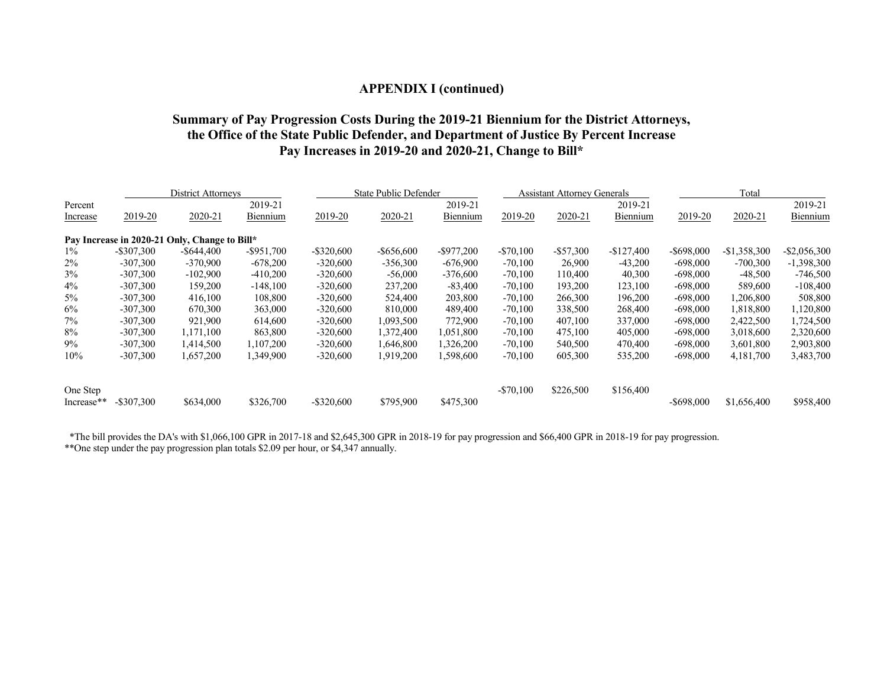## APPENDIX I (continued)

### Summary of Pay Progression Costs During the 2019-21 Biennium for the District Attorneys, the Office of the State Public Defender, and Department of Justice By Percent Increase Pay Increases in 2019-20 and 2020-21, Change to Bill*

| | District Attorneys | | | State Public Defender | | | Assistant Attorney Generals | | | Total | | |
|---|---|---|---|---|---|---|---|---|---|---|---|---|
| Percent Increase | 2019-20 | 2020-21 | 2019-21 Biennium | 2019-20 | 2020-21 | 2019-21 Biennium | 2019-20 | 2020-21 | 2019-21 Biennium | 2019-20 | 2020-21 | 2019-21 Biennium |
| **Pay Increase in 2020-21 Only, Change to Bill*** | | | | | | | | | | | | |
| 1% | -$307,300 | -$644,400 | -$951,700 | -$320,600 | -$656,600 | -$977,200 | -$70,100 | -$57,300 | -$127,400 | -$698,000 | -$1,358,300 | -$2,056,300 |
| 2% | -307,300 | -370,900 | -678,200 | -320,600 | -356,300 | -676,900 | -70,100 | 26,900 | -43,200 | -698,000 | -700,300 | -1,398,300 |
| 3% | -307,300 | -102,900 | -410,200 | -320,600 | -56,000 | -376,600 | -70,100 | 110,400 | 40,300 | -698,000 | -48,500 | -746,500 |
| 4% | -307,300 | 159,200 | -148,100 | -320,600 | 237,200 | -83,400 | -70,100 | 193,200 | 123,100 | -698,000 | 589,600 | -108,400 |
| 5% | -307,300 | 416,100 | 108,800 | -320,600 | 524,400 | 203,800 | -70,100 | 266,300 | 196,200 | -698,000 | 1,206,800 | 508,800 |
| 6% | -307,300 | 670,300 | 363,000 | -320,600 | 810,000 | 489,400 | -70,100 | 338,500 | 268,400 | -698,000 | 1,818,800 | 1,120,800 |
| 7% | -307,300 | 921,900 | 614,600 | -320,600 | 1,093,500 | 772,900 | -70,100 | 407,100 | 337,000 | -698,000 | 2,422,500 | 1,724,500 |
| 8% | -307,300 | 1,171,100 | 863,800 | -320,600 | 1,372,400 | 1,051,800 | -70,100 | 475,100 | 405,000 | -698,000 | 3,018,600 | 2,320,600 |
| 9% | -307,300 | 1,414,500 | 1,107,200 | -320,600 | 1,646,800 | 1,326,200 | -70,100 | 540,500 | 470,400 | -698,000 | 3,601,800 | 2,903,800 |
| 10% | -307,300 | 1,657,200 | 1,349,900 | -320,600 | 1,919,200 | 1,598,600 | -70,100 | 605,300 | 535,200 | -698,000 | 4,181,700 | 3,483,700 |
| One Step Increase** | -$307,300 | $634,000 | $326,700 | -$320,600 | $795,900 | $475,300 | -$70,100 | $226,500 | $156,400 | -$698,000 | $1,656,400 | $958,400 |

*The bill provides the DA's with $1,066,100 GPR in 2017-18 and $2,645,300 GPR in 2018-19 for pay progression and $66,400 GPR in 2018-19 for pay progression.

**One step under the pay progression plan totals $2.09 per hour, or $4,347 annually.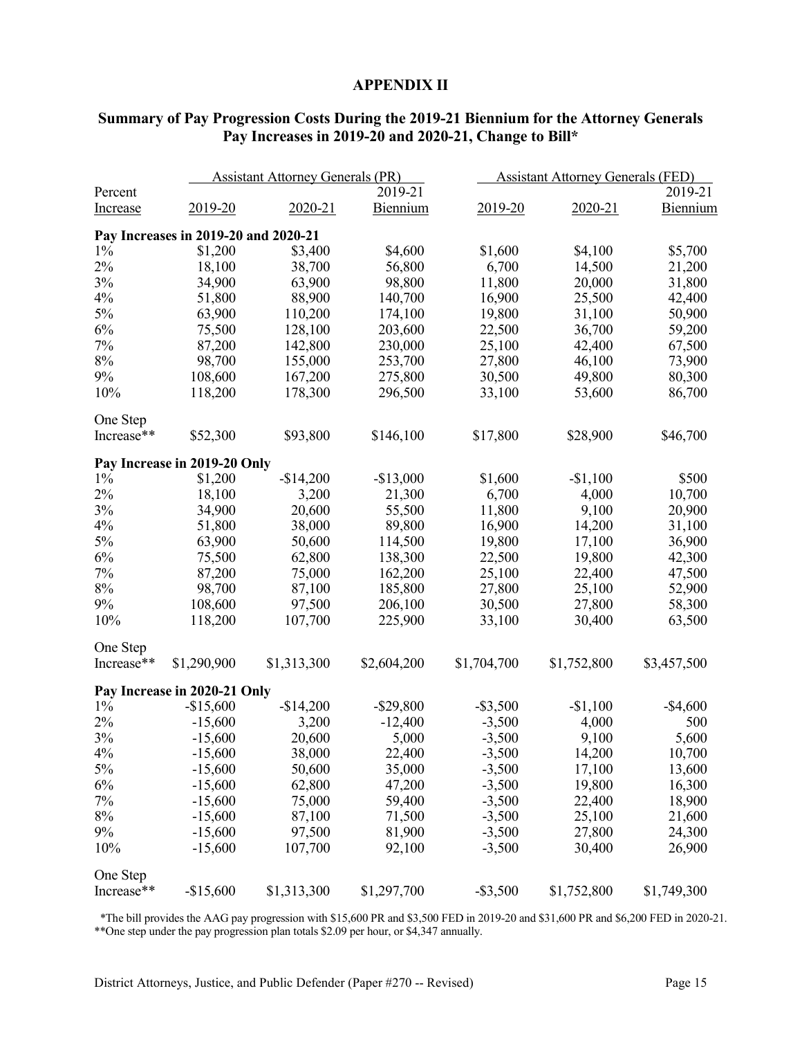**APPENDIX II**

**Summary of Pay Progression Costs During the 2019-21 Biennium for the Attorney Generals Pay Increases in 2019-20 and 2020-21, Change to Bill***

| | Assistant Attorney Generals (PR) | | | Assistant Attorney Generals (FED) | | |
|---|---|---|---|---|---|---|
| Percent Increase | 2019-20 | 2020-21 | 2019-21 Biennium | 2019-20 | 2020-21 | 2019-21 Biennium |
| **Pay Increases in 2019-20 and 2020-21** | | | | | | |
| 1% | $1,200 | $3,400 | $4,600 | $1,600 | $4,100 | $5,700 |
| 2% | 18,100 | 38,700 | 56,800 | 6,700 | 14,500 | 21,200 |
| 3% | 34,900 | 63,900 | 98,800 | 11,800 | 20,000 | 31,800 |
| 4% | 51,800 | 88,900 | 140,700 | 16,900 | 25,500 | 42,400 |
| 5% | 63,900 | 110,200 | 174,100 | 19,800 | 31,100 | 50,900 |
| 6% | 75,500 | 128,100 | 203,600 | 22,500 | 36,700 | 59,200 |
| 7% | 87,200 | 142,800 | 230,000 | 25,100 | 42,400 | 67,500 |
| 8% | 98,700 | 155,000 | 253,700 | 27,800 | 46,100 | 73,900 |
| 9% | 108,600 | 167,200 | 275,800 | 30,500 | 49,800 | 80,300 |
| 10% | 118,200 | 178,300 | 296,500 | 33,100 | 53,600 | 86,700 |
| One Step Increase** | $52,300 | $93,800 | $146,100 | $17,800 | $28,900 | $46,700 |
| **Pay Increase in 2019-20 Only** | | | | | | |
| 1% | $1,200 | -$14,200 | -$13,000 | $1,600 | -$1,100 | $500 |
| 2% | 18,100 | 3,200 | 21,300 | 6,700 | 4,000 | 10,700 |
| 3% | 34,900 | 20,600 | 55,500 | 11,800 | 9,100 | 20,900 |
| 4% | 51,800 | 38,000 | 89,800 | 16,900 | 14,200 | 31,100 |
| 5% | 63,900 | 50,600 | 114,500 | 19,800 | 17,100 | 36,900 |
| 6% | 75,500 | 62,800 | 138,300 | 22,500 | 19,800 | 42,300 |
| 7% | 87,200 | 75,000 | 162,200 | 25,100 | 22,400 | 47,500 |
| 8% | 98,700 | 87,100 | 185,800 | 27,800 | 25,100 | 52,900 |
| 9% | 108,600 | 97,500 | 206,100 | 30,500 | 27,800 | 58,300 |
| 10% | 118,200 | 107,700 | 225,900 | 33,100 | 30,400 | 63,500 |
| One Step Increase** | $1,290,900 | $1,313,300 | $2,604,200 | $1,704,700 | $1,752,800 | $3,457,500 |
| **Pay Increase in 2020-21 Only** | | | | | | |
| 1% | -$15,600 | -$14,200 | -$29,800 | -$3,500 | -$1,100 | -$4,600 |
| 2% | -15,600 | 3,200 | -12,400 | -3,500 | 4,000 | 500 |
| 3% | -15,600 | 20,600 | 5,000 | -3,500 | 9,100 | 5,600 |
| 4% | -15,600 | 38,000 | 22,400 | -3,500 | 14,200 | 10,700 |
| 5% | -15,600 | 50,600 | 35,000 | -3,500 | 17,100 | 13,600 |
| 6% | -15,600 | 62,800 | 47,200 | -3,500 | 19,800 | 16,300 |
| 7% | -15,600 | 75,000 | 59,400 | -3,500 | 22,400 | 18,900 |
| 8% | -15,600 | 87,100 | 71,500 | -3,500 | 25,100 | 21,600 |
| 9% | -15,600 | 97,500 | 81,900 | -3,500 | 27,800 | 24,300 |
| 10% | -15,600 | 107,700 | 92,100 | -3,500 | 30,400 | 26,900 |
| One Step Increase** | -$15,600 | $1,313,300 | $1,297,700 | -$3,500 | $1,752,800 | $1,749,300 |

*The bill provides the AAG pay progression with $15,600 PR and $3,500 FED in 2019-20 and $31,600 PR and $6,200 FED in 2020-21.
**One step under the pay progression plan totals $2.09 per hour, or $4,347 annually.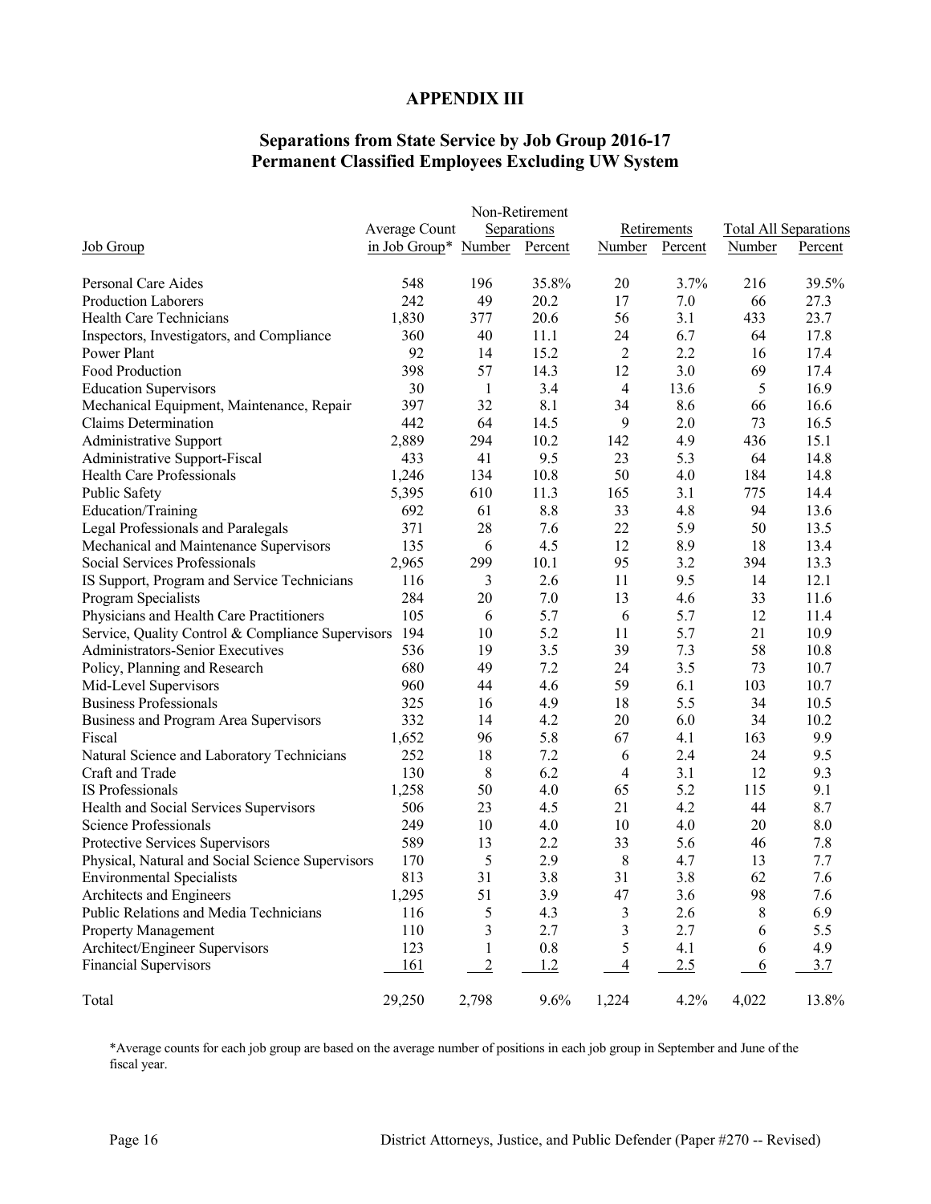# APPENDIX III

## Separations from State Service by Job Group 2016-17
## Permanent Classified Employees Excluding UW System

| Job Group | Average Count in Job Group* | Non-Retirement Separations | | Retirements | | Total All Separations | |
|---|---|---|---|---|---|---|---|
| | | Number | Percent | Number | Percent | Number | Percent |
| Personal Care Aides | 548 | 196 | 35.8% | 20 | 3.7% | 216 | 39.5% |
| Production Laborers | 242 | 49 | 20.2 | 17 | 7.0 | 66 | 27.3 |
| Health Care Technicians | 1,830 | 377 | 20.6 | 56 | 3.1 | 433 | 23.7 |
| Inspectors, Investigators, and Compliance | 360 | 40 | 11.1 | 24 | 6.7 | 64 | 17.8 |
| Power Plant | 92 | 14 | 15.2 | 2 | 2.2 | 16 | 17.4 |
| Food Production | 398 | 57 | 14.3 | 12 | 3.0 | 69 | 17.4 |
| Education Supervisors | 30 | 1 | 3.4 | 4 | 13.6 | 5 | 16.9 |
| Mechanical Equipment, Maintenance, Repair | 397 | 32 | 8.1 | 34 | 8.6 | 66 | 16.6 |
| Claims Determination | 442 | 64 | 14.5 | 9 | 2.0 | 73 | 16.5 |
| Administrative Support | 2,889 | 294 | 10.2 | 142 | 4.9 | 436 | 15.1 |
| Administrative Support-Fiscal | 433 | 41 | 9.5 | 23 | 5.3 | 64 | 14.8 |
| Health Care Professionals | 1,246 | 134 | 10.8 | 50 | 4.0 | 184 | 14.8 |
| Public Safety | 5,395 | 610 | 11.3 | 165 | 3.1 | 775 | 14.4 |
| Education/Training | 692 | 61 | 8.8 | 33 | 4.8 | 94 | 13.6 |
| Legal Professionals and Paralegals | 371 | 28 | 7.6 | 22 | 5.9 | 50 | 13.5 |
| Mechanical and Maintenance Supervisors | 135 | 6 | 4.5 | 12 | 8.9 | 18 | 13.4 |
| Social Services Professionals | 2,965 | 299 | 10.1 | 95 | 3.2 | 394 | 13.3 |
| IS Support, Program and Service Technicians | 116 | 3 | 2.6 | 11 | 9.5 | 14 | 12.1 |
| Program Specialists | 284 | 20 | 7.0 | 13 | 4.6 | 33 | 11.6 |
| Physicians and Health Care Practitioners | 105 | 6 | 5.7 | 6 | 5.7 | 12 | 11.4 |
| Service, Quality Control & Compliance Supervisors | 194 | 10 | 5.2 | 11 | 5.7 | 21 | 10.9 |
| Administrators-Senior Executives | 536 | 19 | 3.5 | 39 | 7.3 | 58 | 10.8 |
| Policy, Planning and Research | 680 | 49 | 7.2 | 24 | 3.5 | 73 | 10.7 |
| Mid-Level Supervisors | 960 | 44 | 4.6 | 59 | 6.1 | 103 | 10.7 |
| Business Professionals | 325 | 16 | 4.9 | 18 | 5.5 | 34 | 10.5 |
| Business and Program Area Supervisors | 332 | 14 | 4.2 | 20 | 6.0 | 34 | 10.2 |
| Fiscal | 1,652 | 96 | 5.8 | 67 | 4.1 | 163 | 9.9 |
| Natural Science and Laboratory Technicians | 252 | 18 | 7.2 | 6 | 2.4 | 24 | 9.5 |
| Craft and Trade | 130 | 8 | 6.2 | 4 | 3.1 | 12 | 9.3 |
| IS Professionals | 1,258 | 50 | 4.0 | 65 | 5.2 | 115 | 9.1 |
| Health and Social Services Supervisors | 506 | 23 | 4.5 | 21 | 4.2 | 44 | 8.7 |
| Science Professionals | 249 | 10 | 4.0 | 10 | 4.0 | 20 | 8.0 |
| Protective Services Supervisors | 589 | 13 | 2.2 | 33 | 5.6 | 46 | 7.8 |
| Physical, Natural and Social Science Supervisors | 170 | 5 | 2.9 | 8 | 4.7 | 13 | 7.7 |
| Environmental Specialists | 813 | 31 | 3.8 | 31 | 3.8 | 62 | 7.6 |
| Architects and Engineers | 1,295 | 51 | 3.9 | 47 | 3.6 | 98 | 7.6 |
| Public Relations and Media Technicians | 116 | 5 | 4.3 | 3 | 2.6 | 8 | 6.9 |
| Property Management | 110 | 3 | 2.7 | 3 | 2.7 | 6 | 5.5 |
| Architect/Engineer Supervisors | 123 | 1 | 0.8 | 5 | 4.1 | 6 | 4.9 |
| Financial Supervisors | 161 | 2 | 1.2 | 4 | 2.5 | 6 | 3.7 |
| Total | 29,250 | 2,798 | 9.6% | 1,224 | 4.2% | 4,022 | 13.8% |

*Average counts for each job group are based on the average number of positions in each job group in September and June of the fiscal year.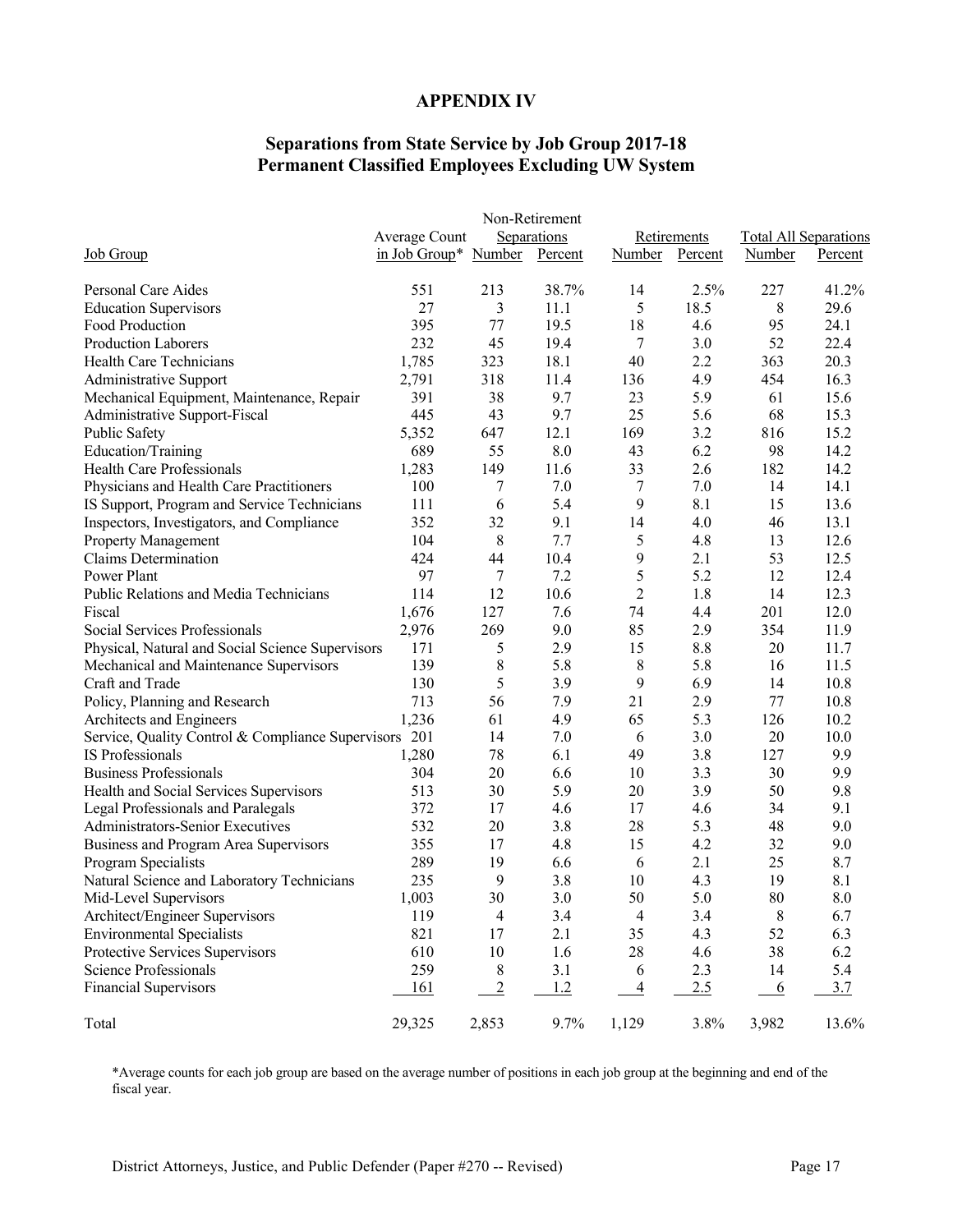## APPENDIX IV

## Separations from State Service by Job Group 2017-18
## Permanent Classified Employees Excluding UW System

| Job Group | Average Count in Job Group* | Non-Retirement Separations | | Retirements | | Total All Separations | |
|---|---|---|---|---|---|---|---|
| | | Number | Percent | Number | Percent | Number | Percent |
| Personal Care Aides | 551 | 213 | 38.7% | 14 | 2.5% | 227 | 41.2% |
| Education Supervisors | 27 | 3 | 11.1 | 5 | 18.5 | 8 | 29.6 |
| Food Production | 395 | 77 | 19.5 | 18 | 4.6 | 95 | 24.1 |
| Production Laborers | 232 | 45 | 19.4 | 7 | 3.0 | 52 | 22.4 |
| Health Care Technicians | 1,785 | 323 | 18.1 | 40 | 2.2 | 363 | 20.3 |
| Administrative Support | 2,791 | 318 | 11.4 | 136 | 4.9 | 454 | 16.3 |
| Mechanical Equipment, Maintenance, Repair | 391 | 38 | 9.7 | 23 | 5.9 | 61 | 15.6 |
| Administrative Support-Fiscal | 445 | 43 | 9.7 | 25 | 5.6 | 68 | 15.3 |
| Public Safety | 5,352 | 647 | 12.1 | 169 | 3.2 | 816 | 15.2 |
| Education/Training | 689 | 55 | 8.0 | 43 | 6.2 | 98 | 14.2 |
| Health Care Professionals | 1,283 | 149 | 11.6 | 33 | 2.6 | 182 | 14.2 |
| Physicians and Health Care Practitioners | 100 | 7 | 7.0 | 7 | 7.0 | 14 | 14.1 |
| IS Support, Program and Service Technicians | 111 | 6 | 5.4 | 9 | 8.1 | 15 | 13.6 |
| Inspectors, Investigators, and Compliance | 352 | 32 | 9.1 | 14 | 4.0 | 46 | 13.1 |
| Property Management | 104 | 8 | 7.7 | 5 | 4.8 | 13 | 12.6 |
| Claims Determination | 424 | 44 | 10.4 | 9 | 2.1 | 53 | 12.5 |
| Power Plant | 97 | 7 | 7.2 | 5 | 5.2 | 12 | 12.4 |
| Public Relations and Media Technicians | 114 | 12 | 10.6 | 2 | 1.8 | 14 | 12.3 |
| Fiscal | 1,676 | 127 | 7.6 | 74 | 4.4 | 201 | 12.0 |
| Social Services Professionals | 2,976 | 269 | 9.0 | 85 | 2.9 | 354 | 11.9 |
| Physical, Natural and Social Science Supervisors | 171 | 5 | 2.9 | 15 | 8.8 | 20 | 11.7 |
| Mechanical and Maintenance Supervisors | 139 | 8 | 5.8 | 8 | 5.8 | 16 | 11.5 |
| Craft and Trade | 130 | 5 | 3.9 | 9 | 6.9 | 14 | 10.8 |
| Policy, Planning and Research | 713 | 56 | 7.9 | 21 | 2.9 | 77 | 10.8 |
| Architects and Engineers | 1,236 | 61 | 4.9 | 65 | 5.3 | 126 | 10.2 |
| Service, Quality Control & Compliance Supervisors | 201 | 14 | 7.0 | 6 | 3.0 | 20 | 10.0 |
| IS Professionals | 1,280 | 78 | 6.1 | 49 | 3.8 | 127 | 9.9 |
| Business Professionals | 304 | 20 | 6.6 | 10 | 3.3 | 30 | 9.9 |
| Health and Social Services Supervisors | 513 | 30 | 5.9 | 20 | 3.9 | 50 | 9.8 |
| Legal Professionals and Paralegals | 372 | 17 | 4.6 | 17 | 4.6 | 34 | 9.1 |
| Administrators-Senior Executives | 532 | 20 | 3.8 | 28 | 5.3 | 48 | 9.0 |
| Business and Program Area Supervisors | 355 | 17 | 4.8 | 15 | 4.2 | 32 | 9.0 |
| Program Specialists | 289 | 19 | 6.6 | 6 | 2.1 | 25 | 8.7 |
| Natural Science and Laboratory Technicians | 235 | 9 | 3.8 | 10 | 4.3 | 19 | 8.1 |
| Mid-Level Supervisors | 1,003 | 30 | 3.0 | 50 | 5.0 | 80 | 8.0 |
| Architect/Engineer Supervisors | 119 | 4 | 3.4 | 4 | 3.4 | 8 | 6.7 |
| Environmental Specialists | 821 | 17 | 2.1 | 35 | 4.3 | 52 | 6.3 |
| Protective Services Supervisors | 610 | 10 | 1.6 | 28 | 4.6 | 38 | 6.2 |
| Science Professionals | 259 | 8 | 3.1 | 6 | 2.3 | 14 | 5.4 |
| Financial Supervisors | 161 | 2 | 1.2 | 4 | 2.5 | 6 | 3.7 |
| Total | 29,325 | 2,853 | 9.7% | 1,129 | 3.8% | 3,982 | 13.6% |

*Average counts for each job group are based on the average number of positions in each job group at the beginning and end of the fiscal year.